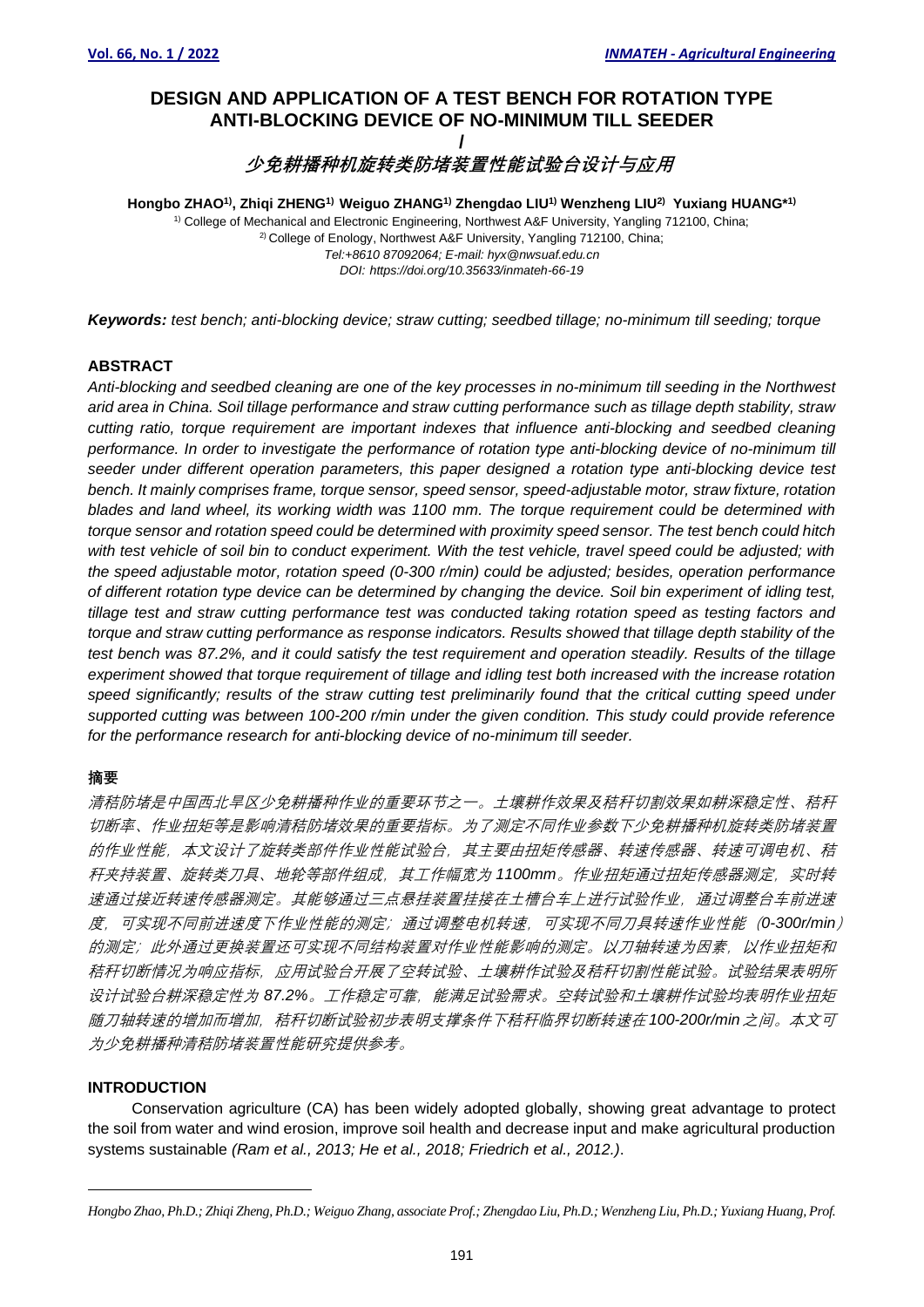# DESIGN AND APPLICATION OF A TEST BENCH FOR ROTATION TYPE ANTI-BLOCKING DEVICE OF NO-MINIMUM TILL SEEDER

/

## 少免耕播种机旋转类防堵装置性能试验台设计与应用

**Hongbo ZHAO[1], Zhiqi ZHENG[1] Weiguo ZHANG[1] Zhengdao LIU[1] Wenzheng LIU[2] Yuxiang HUANG*[1]**

[1] College of Mechanical and Electronic Engineering, Northwest A&F University, Yangling 712100, China;
[2] College of Enology, Northwest A&F University, Yangling 712100, China;
*Tel:+8610 87092064; E-mail: hyx@nwsuaf.edu.cn*
*DOI: https://doi.org/10.35633/inmateh-66-19*

***Keywords:*** *test bench; anti-blocking device; straw cutting; seedbed tillage; no-minimum till seeding; torque*

## ABSTRACT

*Anti-blocking and seedbed cleaning are one of the key processes in no-minimum till seeding in the Northwest arid area in China. Soil tillage performance and straw cutting performance such as tillage depth stability, straw cutting ratio, torque requirement are important indexes that influence anti-blocking and seedbed cleaning performance. In order to investigate the performance of rotation type anti-blocking device of no-minimum till seeder under different operation parameters, this paper designed a rotation type anti-blocking device test bench. It mainly comprises frame, torque sensor, speed sensor, speed-adjustable motor, straw fixture, rotation blades and land wheel, its working width was 1100 mm. The torque requirement could be determined with torque sensor and rotation speed could be determined with proximity speed sensor. The test bench could hitch with test vehicle of soil bin to conduct experiment. With the test vehicle, travel speed could be adjusted; with the speed adjustable motor, rotation speed (0-300 r/min) could be adjusted; besides, operation performance of different rotation type device can be determined by changing the device. Soil bin experiment of idling test, tillage test and straw cutting performance test was conducted taking rotation speed as testing factors and torque and straw cutting performance as response indicators. Results showed that tillage depth stability of the test bench was 87.2%, and it could satisfy the test requirement and operation steadily. Results of the tillage experiment showed that torque requirement of tillage and idling test both increased with the increase rotation speed significantly; results of the straw cutting test preliminarily found that the critical cutting speed under supported cutting was between 100-200 r/min under the given condition. This study could provide reference for the performance research for anti-blocking device of no-minimum till seeder.*

## 摘要

*清秸防堵是中国西北旱区少免耕播种作业的重要环节之一。土壤耕作效果及秸秆切割效果如耕深稳定性、秸秆切断率、作业扭矩等是影响清秸防堵效果的重要指标。为了测定不同作业参数下少免耕播种机旋转类防堵装置的作业性能，本文设计了旋转类部件作业性能试验台，其主要由扭矩传感器、转速传感器、转速可调电机、秸秆夹持装置、旋转类刀具、地轮等部件组成，其工作幅宽为1100mm。作业扭矩通过扭矩传感器测定，实时转速通过接近转速传感器测定。其能够通过三点悬挂装置挂接在土槽台车上进行试验作业，通过调整台车前进速度，可实现不同前进速度下作业性能的测定；通过调整电机转速，可实现不同刀具转速作业性能（0-300r/min）的测定；此外通过更换装置还可实现不同结构装置对作业性能影响的测定。以刀轴转速为因素，以作业扭矩和秸秆切断情况为响应指标，应用试验台开展了空转试验、土壤耕作试验及秸秆切割性能试验。试验结果表明所设计试验台耕深稳定性为87.2%。工作稳定可靠，能满足试验需求。空转试验和土壤耕作试验均表明作业扭矩随刀轴转速的增加而增加，秸秆切断试验初步表明支撑条件下秸秆临界切断转速在100-200r/min之间。本文可为少免耕播种清秸防堵装置性能研究提供参考。*

## INTRODUCTION

Conservation agriculture (CA) has been widely adopted globally, showing great advantage to protect the soil from water and wind erosion, improve soil health and decrease input and make agricultural production systems sustainable *(Ram et al., 2013; He et al., 2018; Friedrich et al., 2012.)*.

---

*Hongbo Zhao, Ph.D.; Zhiqi Zheng, Ph.D.; Weiguo Zhang, associate Prof.; Zhengdao Liu, Ph.D.; Wenzheng Liu, Ph.D.; Yuxiang Huang, Prof.*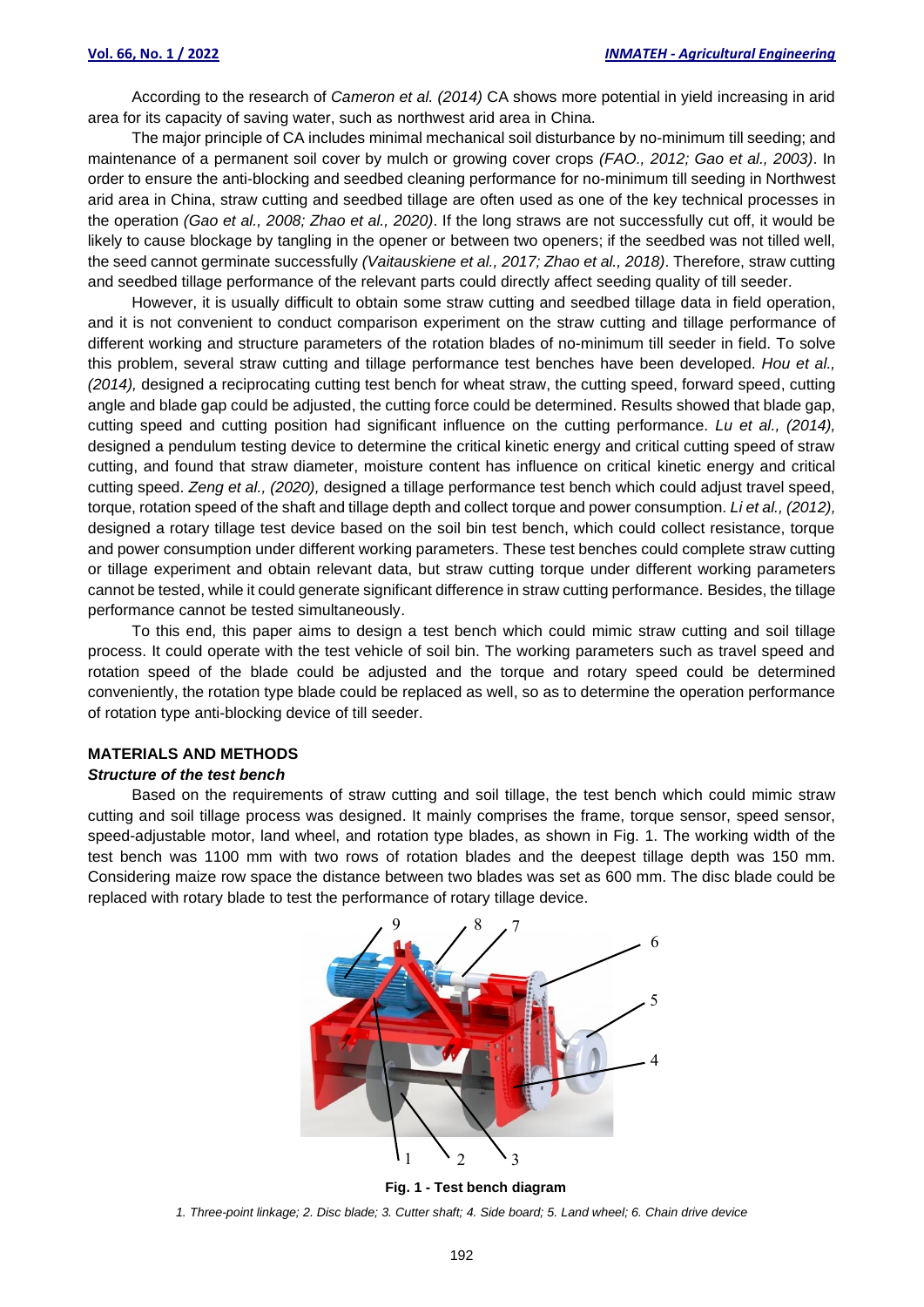According to the research of *Cameron et al. (2014)* CA shows more potential in yield increasing in arid area for its capacity of saving water, such as northwest arid area in China.

The major principle of CA includes minimal mechanical soil disturbance by no-minimum till seeding; and maintenance of a permanent soil cover by mulch or growing cover crops *(FAO., 2012; Gao et al., 2003)*. In order to ensure the anti-blocking and seedbed cleaning performance for no-minimum till seeding in Northwest arid area in China, straw cutting and seedbed tillage are often used as one of the key technical processes in the operation *(Gao et al., 2008; Zhao et al., 2020)*. If the long straws are not successfully cut off, it would be likely to cause blockage by tangling in the opener or between two openers; if the seedbed was not tilled well, the seed cannot germinate successfully *(Vaitauskiene et al., 2017; Zhao et al., 2018)*. Therefore, straw cutting and seedbed tillage performance of the relevant parts could directly affect seeding quality of till seeder.

However, it is usually difficult to obtain some straw cutting and seedbed tillage data in field operation, and it is not convenient to conduct comparison experiment on the straw cutting and tillage performance of different working and structure parameters of the rotation blades of no-minimum till seeder in field. To solve this problem, several straw cutting and tillage performance test benches have been developed. *Hou et al., (2014),* designed a reciprocating cutting test bench for wheat straw, the cutting speed, forward speed, cutting angle and blade gap could be adjusted, the cutting force could be determined. Results showed that blade gap, cutting speed and cutting position had significant influence on the cutting performance. *Lu et al., (2014),* designed a pendulum testing device to determine the critical kinetic energy and critical cutting speed of straw cutting, and found that straw diameter, moisture content has influence on critical kinetic energy and critical cutting speed. *Zeng et al., (2020),* designed a tillage performance test bench which could adjust travel speed, torque, rotation speed of the shaft and tillage depth and collect torque and power consumption. *Li et al., (2012),* designed a rotary tillage test device based on the soil bin test bench, which could collect resistance, torque and power consumption under different working parameters. These test benches could complete straw cutting or tillage experiment and obtain relevant data, but straw cutting torque under different working parameters cannot be tested, while it could generate significant difference in straw cutting performance. Besides, the tillage performance cannot be tested simultaneously.

To this end, this paper aims to design a test bench which could mimic straw cutting and soil tillage process. It could operate with the test vehicle of soil bin. The working parameters such as travel speed and rotation speed of the blade could be adjusted and the torque and rotary speed could be determined conveniently, the rotation type blade could be replaced as well, so as to determine the operation performance of rotation type anti-blocking device of till seeder.

## MATERIALS AND METHODS

### *Structure of the test bench*

Based on the requirements of straw cutting and soil tillage, the test bench which could mimic straw cutting and soil tillage process was designed. It mainly comprises the frame, torque sensor, speed sensor, speed-adjustable motor, land wheel, and rotation type blades, as shown in Fig. 1. The working width of the test bench was 1100 mm with two rows of rotation blades and the deepest tillage depth was 150 mm. Considering maize row space the distance between two blades was set as 600 mm. The disc blade could be replaced with rotary blade to test the performance of rotary tillage device.

**Fig. 1 - Test bench diagram**

*1. Three-point linkage; 2. Disc blade; 3. Cutter shaft; 4. Side board; 5. Land wheel; 6. Chain drive device*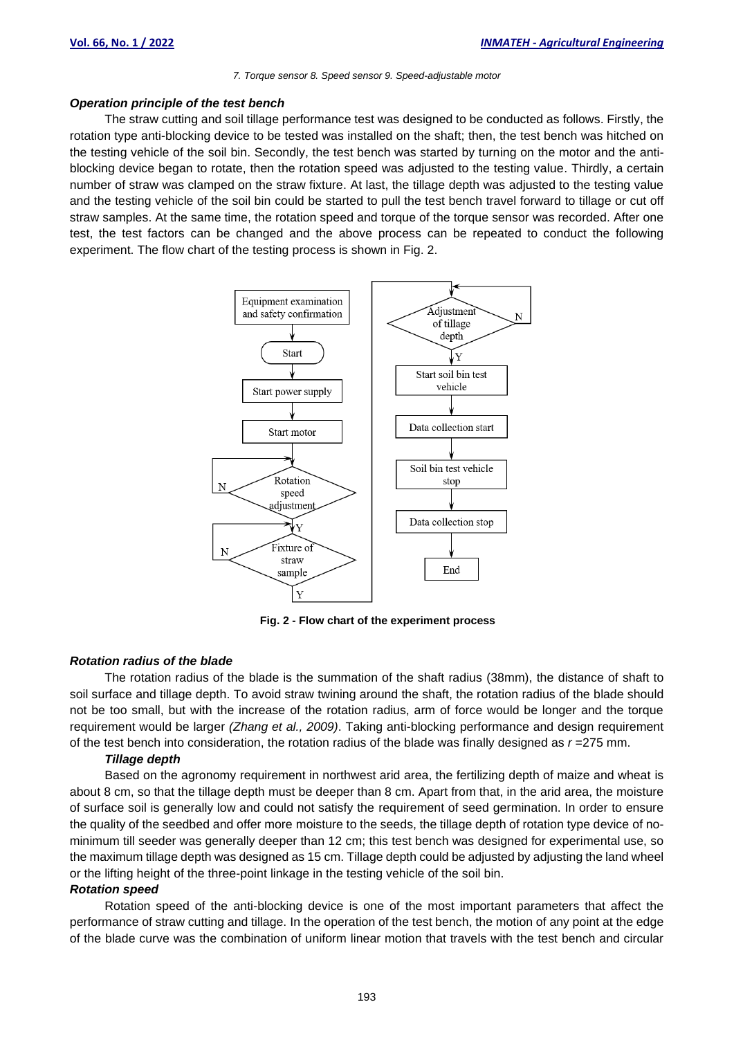*7. Torque sensor 8. Speed sensor 9. Speed-adjustable motor*

### *Operation principle of the test bench*

The straw cutting and soil tillage performance test was designed to be conducted as follows. Firstly, the rotation type anti-blocking device to be tested was installed on the shaft; then, the test bench was hitched on the testing vehicle of the soil bin. Secondly, the test bench was started by turning on the motor and the anti-blocking device began to rotate, then the rotation speed was adjusted to the testing value. Thirdly, a certain number of straw was clamped on the straw fixture. At last, the tillage depth was adjusted to the testing value and the testing vehicle of the soil bin could be started to pull the test bench travel forward to tillage or cut off straw samples. At the same time, the rotation speed and torque of the torque sensor was recorded. After one test, the test factors can be changed and the above process can be repeated to conduct the following experiment. The flow chart of the testing process is shown in Fig. 2.

**Fig. 2 - Flow chart of the experiment process**

### *Rotation radius of the blade*

The rotation radius of the blade is the summation of the shaft radius (38mm), the distance of shaft to soil surface and tillage depth. To avoid straw twining around the shaft, the rotation radius of the blade should not be too small, but with the increase of the rotation radius, arm of force would be longer and the torque requirement would be larger *(Zhang et al., 2009)*. Taking anti-blocking performance and design requirement of the test bench into consideration, the rotation radius of the blade was finally designed as $r$ =275 mm.

#### *Tillage depth*

Based on the agronomy requirement in northwest arid area, the fertilizing depth of maize and wheat is about 8 cm, so that the tillage depth must be deeper than 8 cm. Apart from that, in the arid area, the moisture of surface soil is generally low and could not satisfy the requirement of seed germination. In order to ensure the quality of the seedbed and offer more moisture to the seeds, the tillage depth of rotation type device of no-minimum till seeder was generally deeper than 12 cm; this test bench was designed for experimental use, so the maximum tillage depth was designed as 15 cm. Tillage depth could be adjusted by adjusting the land wheel or the lifting height of the three-point linkage in the testing vehicle of the soil bin.

### *Rotation speed*

Rotation speed of the anti-blocking device is one of the most important parameters that affect the performance of straw cutting and tillage. In the operation of the test bench, the motion of any point at the edge of the blade curve was the combination of uniform linear motion that travels with the test bench and circular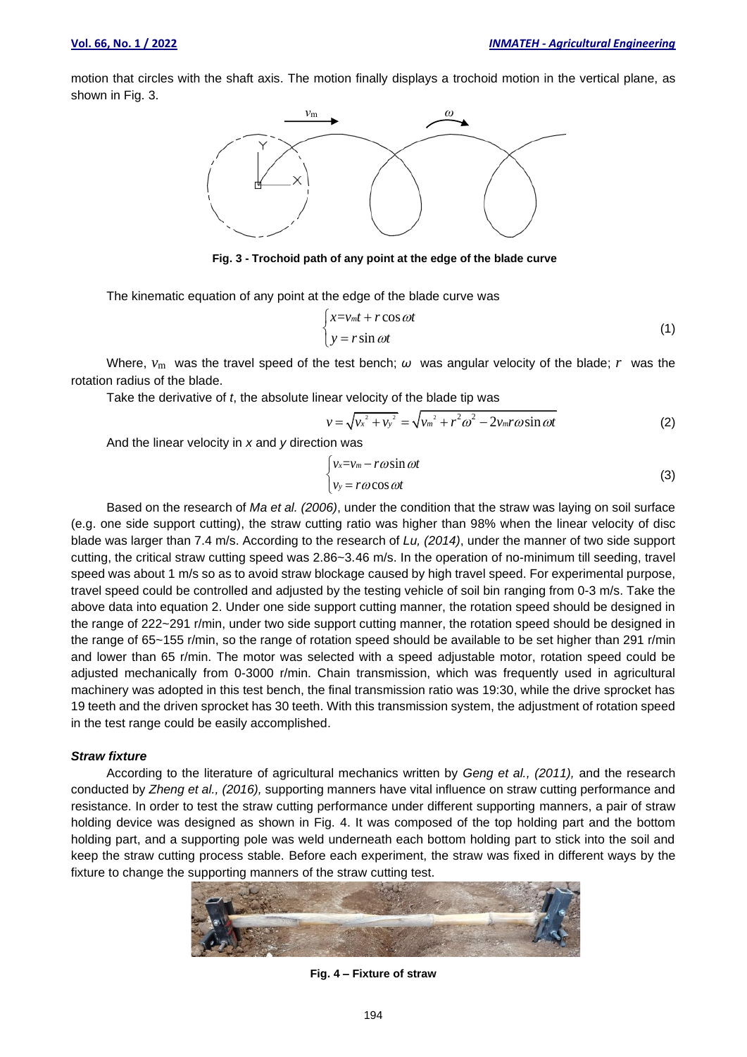motion that circles with the shaft axis. The motion finally displays a trochoid motion in the vertical plane, as shown in Fig. 3.

**Fig. 3 - Trochoid path of any point at the edge of the blade curve**

The kinematic equation of any point at the edge of the blade curve was

$$\begin{cases} x = v_m t + r\cos\omega t \\ y = r\sin\omega t \end{cases} \tag{1}$$

Where, $v_{\mathrm{m}}$ was the travel speed of the test bench; $\omega$ was angular velocity of the blade; $r$ was the rotation radius of the blade.

Take the derivative of *t*, the absolute linear velocity of the blade tip was

$$v = \sqrt{v_x^2 + v_y^2} = \sqrt{v_m^2 + r^2\omega^2 - 2v_m r\omega\sin\omega t} \tag{2}$$

And the linear velocity in *x* and *y* direction was

$$\begin{cases} v_x = v_m - r\omega\sin\omega t \\ v_y = r\omega\cos\omega t \end{cases} \tag{3}$$

Based on the research of *Ma et al. (2006)*, under the condition that the straw was laying on soil surface (e.g. one side support cutting), the straw cutting ratio was higher than 98% when the linear velocity of disc blade was larger than 7.4 m/s. According to the research of *Lu, (2014)*, under the manner of two side support cutting, the critical straw cutting speed was 2.86~3.46 m/s. In the operation of no-minimum till seeding, travel speed was about 1 m/s so as to avoid straw blockage caused by high travel speed. For experimental purpose, travel speed could be controlled and adjusted by the testing vehicle of soil bin ranging from 0-3 m/s. Take the above data into equation 2. Under one side support cutting manner, the rotation speed should be designed in the range of 222~291 r/min, under two side support cutting manner, the rotation speed should be designed in the range of 65~155 r/min, so the range of rotation speed should be available to be set higher than 291 r/min and lower than 65 r/min. The motor was selected with a speed adjustable motor, rotation speed could be adjusted mechanically from 0-3000 r/min. Chain transmission, which was frequently used in agricultural machinery was adopted in this test bench, the final transmission ratio was 19:30, while the drive sprocket has 19 teeth and the driven sprocket has 30 teeth. With this transmission system, the adjustment of rotation speed in the test range could be easily accomplished.

***Straw fixture***

According to the literature of agricultural mechanics written by *Geng et al., (2011),* and the research conducted by *Zheng et al., (2016),* supporting manners have vital influence on straw cutting performance and resistance. In order to test the straw cutting performance under different supporting manners, a pair of straw holding device was designed as shown in Fig. 4. It was composed of the top holding part and the bottom holding part, and a supporting pole was weld underneath each bottom holding part to stick into the soil and keep the straw cutting process stable. Before each experiment, the straw was fixed in different ways by the fixture to change the supporting manners of the straw cutting test.

**Fig. 4 – Fixture of straw**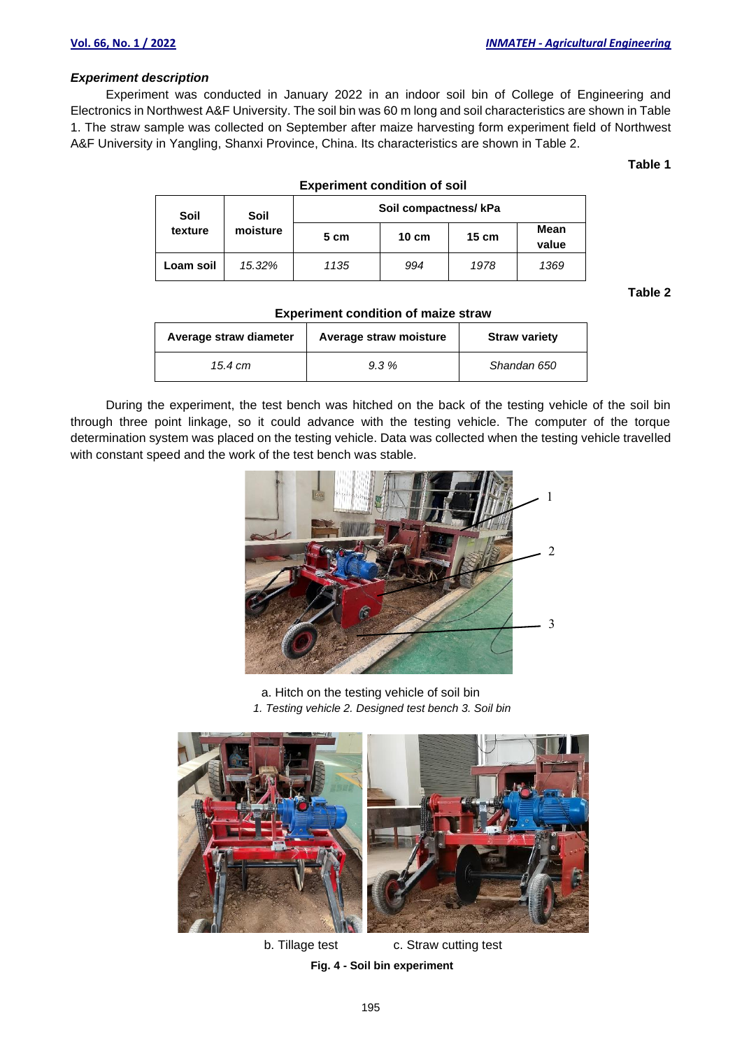### *Experiment description*

Experiment was conducted in January 2022 in an indoor soil bin of College of Engineering and Electronics in Northwest A&F University. The soil bin was 60 m long and soil characteristics are shown in Table 1. The straw sample was collected on September after maize harvesting form experiment field of Northwest A&F University in Yangling, Shanxi Province, China. Its characteristics are shown in Table 2.

**Table 1**

**Experiment condition of soil**

| Soil texture | Soil moisture | Soil compactness/ kPa | | | |
|---|---|---|---|---|---|
| | | 5 cm | 10 cm | 15 cm | Mean value |
| **Loam soil** | *15.32%* | *1135* | *994* | *1978* | *1369* |

**Table 2**

**Experiment condition of maize straw**

| Average straw diameter | Average straw moisture | Straw variety |
|---|---|---|
| *15.4 cm* | *9.3 %* | *Shandan 650* |

During the experiment, the test bench was hitched on the back of the testing vehicle of the soil bin through three point linkage, so it could advance with the testing vehicle. The computer of the torque determination system was placed on the testing vehicle. Data was collected when the testing vehicle travelled with constant speed and the work of the test bench was stable.

a. Hitch on the testing vehicle of soil bin

*1. Testing vehicle 2. Designed test bench 3. Soil bin*

b. Tillage test c. Straw cutting test

**Fig. 4 - Soil bin experiment**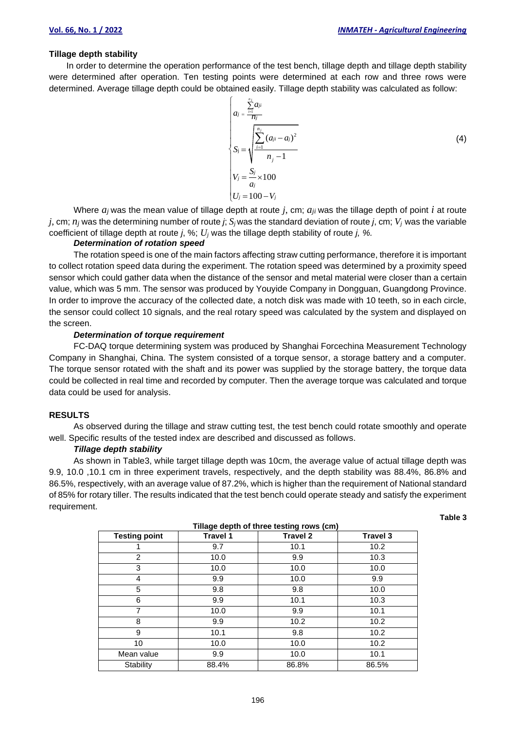### Tillage depth stability

In order to determine the operation performance of the test bench, tillage depth and tillage depth stability were determined after operation. Ten testing points were determined at each row and three rows were determined. Average tillage depth could be obtained easily. Tillage depth stability was calculated as follow:

$$\begin{cases} a_j = \dfrac{\sum_{i=1}^{n_j} a_{ji}}{n_j} \\ S_j = \sqrt{\dfrac{\sum_{i=1}^{n_j} (a_{ji} - a_j)^2}{n_j - 1}} \\ V_j = \dfrac{S_j}{a_j} \times 100 \\ U_j = 100 - V_j \end{cases} \tag{4}$$

Where $a_j$ was the mean value of tillage depth at route $j$, cm; $a_{ji}$ was the tillage depth of point $i$ at route $j$, cm; $n_j$ was the determining number of route $j$; $S_j$ was the standard deviation of route $j$, cm; $V_j$ was the variable coefficient of tillage depth at route $j$, %; $U_j$ was the tillage depth stability of route $j$, %.

#### *Determination of rotation speed*

The rotation speed is one of the main factors affecting straw cutting performance, therefore it is important to collect rotation speed data during the experiment. The rotation speed was determined by a proximity speed sensor which could gather data when the distance of the sensor and metal material were closer than a certain value, which was 5 mm. The sensor was produced by Youyide Company in Dongguan, Guangdong Province. In order to improve the accuracy of the collected date, a notch disk was made with 10 teeth, so in each circle, the sensor could collect 10 signals, and the real rotary speed was calculated by the system and displayed on the screen.

#### *Determination of torque requirement*

FC-DAQ torque determining system was produced by Shanghai Forcechina Measurement Technology Company in Shanghai, China. The system consisted of a torque sensor, a storage battery and a computer. The torque sensor rotated with the shaft and its power was supplied by the storage battery, the torque data could be collected in real time and recorded by computer. Then the average torque was calculated and torque data could be used for analysis.

## RESULTS

As observed during the tillage and straw cutting test, the test bench could rotate smoothly and operate well. Specific results of the tested index are described and discussed as follows.

#### *Tillage depth stability*

As shown in Table3, while target tillage depth was 10cm, the average value of actual tillage depth was 9.9, 10.0 ,10.1 cm in three experiment travels, respectively, and the depth stability was 88.4%, 86.8% and 86.5%, respectively, with an average value of 87.2%, which is higher than the requirement of National standard of 85% for rotary tiller. The results indicated that the test bench could operate steady and satisfy the experiment requirement.

**Table 3**

**Tillage depth of three testing rows (cm)**

| Testing point | Travel 1 | Travel 2 | Travel 3 |
|---|---|---|---|
| 1 | 9.7 | 10.1 | 10.2 |
| 2 | 10.0 | 9.9 | 10.3 |
| 3 | 10.0 | 10.0 | 10.0 |
| 4 | 9.9 | 10.0 | 9.9 |
| 5 | 9.8 | 9.8 | 10.0 |
| 6 | 9.9 | 10.1 | 10.3 |
| 7 | 10.0 | 9.9 | 10.1 |
| 8 | 9.9 | 10.2 | 10.2 |
| 9 | 10.1 | 9.8 | 10.2 |
| 10 | 10.0 | 10.0 | 10.2 |
| Mean value | 9.9 | 10.0 | 10.1 |
| Stability | 88.4% | 86.8% | 86.5% |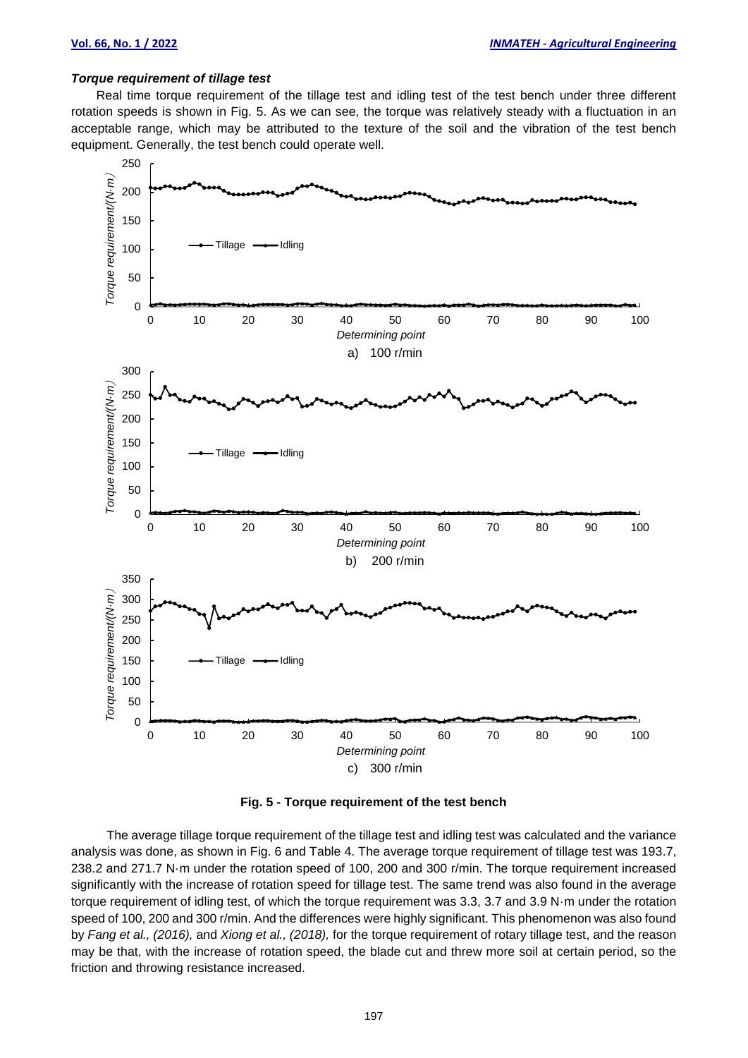***Torque requirement of tillage test***

Real time torque requirement of the tillage test and idling test of the test bench under three different rotation speeds is shown in Fig. 5. As we can see, the torque was relatively steady with a fluctuation in an acceptable range, which may be attributed to the texture of the soil and the vibration of the test bench equipment. Generally, the test bench could operate well.

a) 100 r/min

b) 200 r/min

c) 300 r/min

**Fig. 5 - Torque requirement of the test bench**

The average tillage torque requirement of the tillage test and idling test was calculated and the variance analysis was done, as shown in Fig. 6 and Table 4. The average torque requirement of tillage test was 193.7, 238.2 and 271.7 N·m under the rotation speed of 100, 200 and 300 r/min. The torque requirement increased significantly with the increase of rotation speed for tillage test. The same trend was also found in the average torque requirement of idling test, of which the torque requirement was 3.3, 3.7 and 3.9 N·m under the rotation speed of 100, 200 and 300 r/min. And the differences were highly significant. This phenomenon was also found by *Fang et al., (2016),* and *Xiong et al., (2018),* for the torque requirement of rotary tillage test, and the reason may be that, with the increase of rotation speed, the blade cut and threw more soil at certain period, so the friction and throwing resistance increased.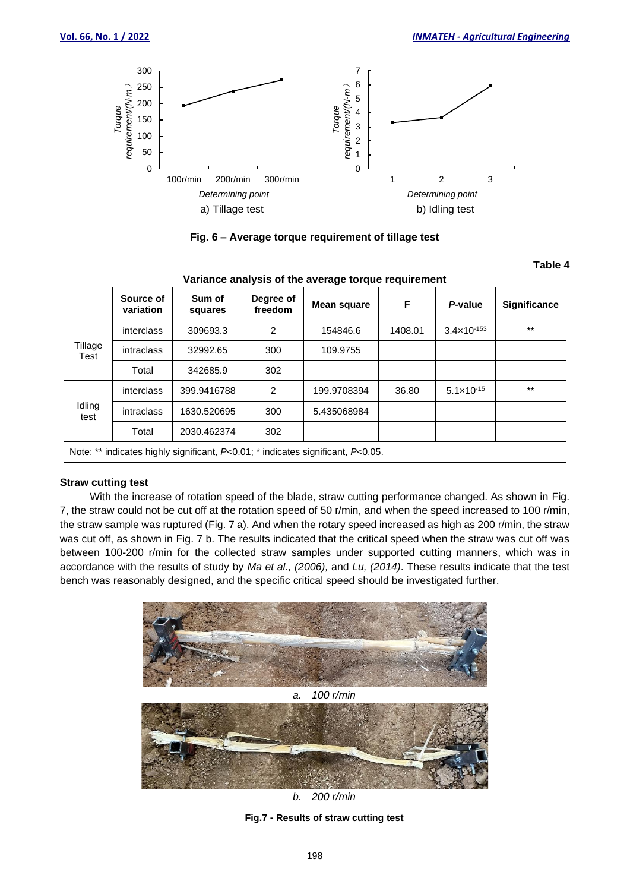Fig. 6 – Average torque requirement of tillage test

**Table 4**

**Variance analysis of the average torque requirement**

| | Source of variation | Sum of squares | Degree of freedom | Mean square | F | *P*-value | Significance |
|---|---|---|---|---|---|---|---|
| Tillage Test | interclass | 309693.3 | 2 | 154846.6 | 1408.01 | $3.4\times10^{-153}$ | ** |
| | intraclass | 32992.65 | 300 | 109.9755 | | | |
| | Total | 342685.9 | 302 | | | | |
| Idling test | interclass | 399.9416788 | 2 | 199.9708394 | 36.80 | $5.1\times10^{-15}$ | ** |
| | intraclass | 1630.520695 | 300 | 5.435068984 | | | |
| | Total | 2030.462374 | 302 | | | | |

Note: ** indicates highly significant, $P<0.01$; * indicates significant, $P<0.05$.

**Straw cutting test**

With the increase of rotation speed of the blade, straw cutting performance changed. As shown in Fig. 7, the straw could not be cut off at the rotation speed of 50 r/min, and when the speed increased to 100 r/min, the straw sample was ruptured (Fig. 7 a). And when the rotary speed increased as high as 200 r/min, the straw was cut off, as shown in Fig. 7 b. The results indicated that the critical speed when the straw was cut off was between 100-200 r/min for the collected straw samples under supported cutting manners, which was in accordance with the results of study by *Ma et al., (2006),* and *Lu, (2014)*. These results indicate that the test bench was reasonably designed, and the specific critical speed should be investigated further.

*a. 100 r/min*

*b. 200 r/min*

**Fig.7 - Results of straw cutting test**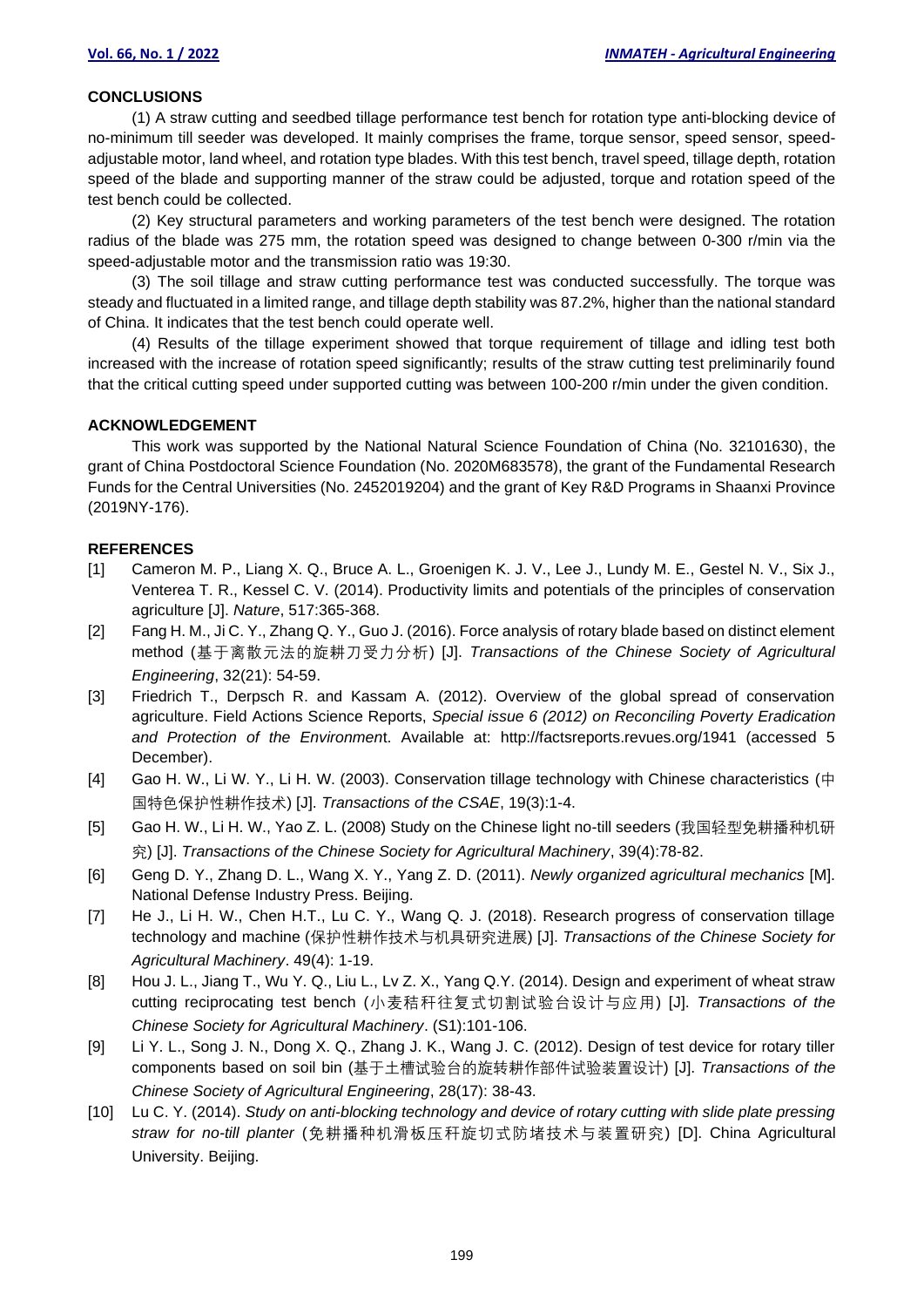## CONCLUSIONS

(1) A straw cutting and seedbed tillage performance test bench for rotation type anti-blocking device of no-minimum till seeder was developed. It mainly comprises the frame, torque sensor, speed sensor, speed-adjustable motor, land wheel, and rotation type blades. With this test bench, travel speed, tillage depth, rotation speed of the blade and supporting manner of the straw could be adjusted, torque and rotation speed of the test bench could be collected.

(2) Key structural parameters and working parameters of the test bench were designed. The rotation radius of the blade was 275 mm, the rotation speed was designed to change between 0-300 r/min via the speed-adjustable motor and the transmission ratio was 19:30.

(3) The soil tillage and straw cutting performance test was conducted successfully. The torque was steady and fluctuated in a limited range, and tillage depth stability was 87.2%, higher than the national standard of China. It indicates that the test bench could operate well.

(4) Results of the tillage experiment showed that torque requirement of tillage and idling test both increased with the increase of rotation speed significantly; results of the straw cutting test preliminarily found that the critical cutting speed under supported cutting was between 100-200 r/min under the given condition.

## ACKNOWLEDGEMENT

This work was supported by the National Natural Science Foundation of China (No. 32101630), the grant of China Postdoctoral Science Foundation (No. 2020M683578), the grant of the Fundamental Research Funds for the Central Universities (No. 2452019204) and the grant of Key R&D Programs in Shaanxi Province (2019NY-176).

## REFERENCES

[1] Cameron M. P., Liang X. Q., Bruce A. L., Groenigen K. J. V., Lee J., Lundy M. E., Gestel N. V., Six J., Venterea T. R., Kessel C. V. (2014). Productivity limits and potentials of the principles of conservation agriculture [J]. *Nature*, 517:365-368.

[2] Fang H. M., Ji C. Y., Zhang Q. Y., Guo J. (2016). Force analysis of rotary blade based on distinct element method (基于离散元法的旋耕刀受力分析) [J]. *Transactions of the Chinese Society of Agricultural Engineering*, 32(21): 54-59.

[3] Friedrich T., Derpsch R. and Kassam A. (2012). Overview of the global spread of conservation agriculture. Field Actions Science Reports, *Special issue 6 (2012) on Reconciling Poverty Eradication and Protection of the Environmen*t. Available at: http://factsreports.revues.org/1941 (accessed 5 December).

[4] Gao H. W., Li W. Y., Li H. W. (2003). Conservation tillage technology with Chinese characteristics (中国特色保护性耕作技术) [J]. *Transactions of the CSAE*, 19(3):1-4.

[5] Gao H. W., Li H. W., Yao Z. L. (2008) Study on the Chinese light no-till seeders (我国轻型免耕播种机研究) [J]. *Transactions of the Chinese Society for Agricultural Machinery*, 39(4):78-82.

[6] Geng D. Y., Zhang D. L., Wang X. Y., Yang Z. D. (2011). *Newly organized agricultural mechanics* [M]. National Defense Industry Press. Beijing.

[7] He J., Li H. W., Chen H.T., Lu C. Y., Wang Q. J. (2018). Research progress of conservation tillage technology and machine (保护性耕作技术与机具研究进展) [J]. *Transactions of the Chinese Society for Agricultural Machinery*. 49(4): 1-19.

[8] Hou J. L., Jiang T., Wu Y. Q., Liu L., Lv Z. X., Yang Q.Y. (2014). Design and experiment of wheat straw cutting reciprocating test bench (小麦秸秆往复式切割试验台设计与应用) [J]. *Transactions of the Chinese Society for Agricultural Machinery*. (S1):101-106.

[9] Li Y. L., Song J. N., Dong X. Q., Zhang J. K., Wang J. C. (2012). Design of test device for rotary tiller components based on soil bin (基于土槽试验台的旋转耕作部件试验装置设计) [J]. *Transactions of the Chinese Society of Agricultural Engineering*, 28(17): 38-43.

[10] Lu C. Y. (2014). *Study on anti-blocking technology and device of rotary cutting with slide plate pressing straw for no-till planter* (免耕播种机滑板压秆旋切式防堵技术与装置研究) [D]. China Agricultural University. Beijing.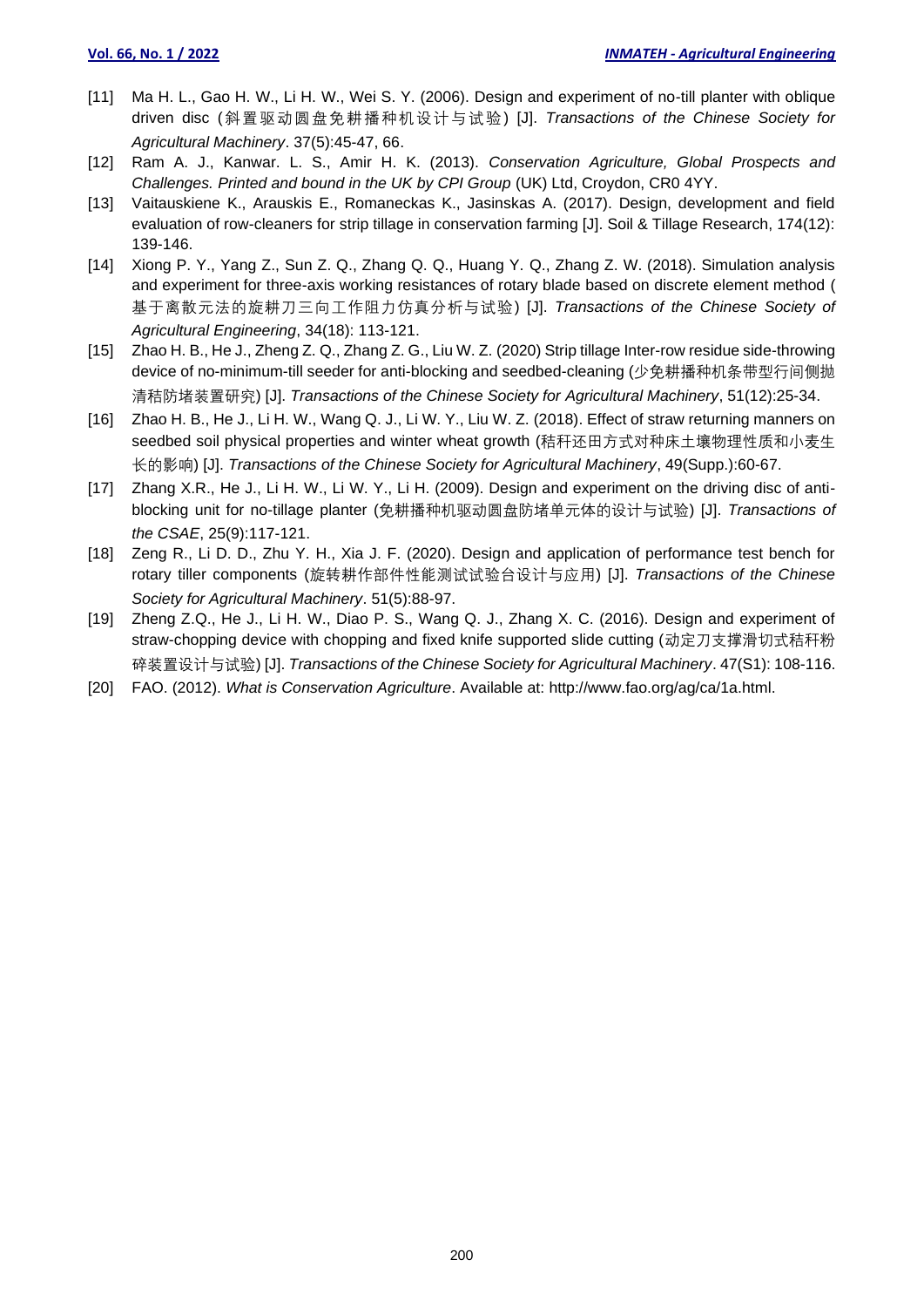[11] Ma H. L., Gao H. W., Li H. W., Wei S. Y. (2006). Design and experiment of no-till planter with oblique driven disc (斜置驱动圆盘免耕播种机设计与试验) [J]. *Transactions of the Chinese Society for Agricultural Machinery*. 37(5):45-47, 66.

[12] Ram A. J., Kanwar. L. S., Amir H. K. (2013). *Conservation Agriculture, Global Prospects and Challenges. Printed and bound in the UK by CPI Group* (UK) Ltd, Croydon, CR0 4YY.

[13] Vaitauskiene K., Arauskis E., Romaneckas K., Jasinskas A. (2017). Design, development and field evaluation of row-cleaners for strip tillage in conservation farming [J]. Soil & Tillage Research, 174(12): 139-146.

[14] Xiong P. Y., Yang Z., Sun Z. Q., Zhang Q. Q., Huang Y. Q., Zhang Z. W. (2018). Simulation analysis and experiment for three-axis working resistances of rotary blade based on discrete element method (基于离散元法的旋耕刀三向工作阻力仿真分析与试验) [J]. *Transactions of the Chinese Society of Agricultural Engineering*, 34(18): 113-121.

[15] Zhao H. B., He J., Zheng Z. Q., Zhang Z. G., Liu W. Z. (2020) Strip tillage Inter-row residue side-throwing device of no-minimum-till seeder for anti-blocking and seedbed-cleaning (少免耕播种机条带型行间侧抛清秸防堵装置研究) [J]. *Transactions of the Chinese Society for Agricultural Machinery*, 51(12):25-34.

[16] Zhao H. B., He J., Li H. W., Wang Q. J., Li W. Y., Liu W. Z. (2018). Effect of straw returning manners on seedbed soil physical properties and winter wheat growth (秸秆还田方式对种床土壤物理性质和小麦生长的影响) [J]. *Transactions of the Chinese Society for Agricultural Machinery*, 49(Supp.):60-67.

[17] Zhang X.R., He J., Li H. W., Li W. Y., Li H. (2009). Design and experiment on the driving disc of anti-blocking unit for no-tillage planter (免耕播种机驱动圆盘防堵单元体的设计与试验) [J]. *Transactions of the CSAE*, 25(9):117-121.

[18] Zeng R., Li D. D., Zhu Y. H., Xia J. F. (2020). Design and application of performance test bench for rotary tiller components (旋转耕作部件性能测试试验台设计与应用) [J]. *Transactions of the Chinese Society for Agricultural Machinery*. 51(5):88-97.

[19] Zheng Z.Q., He J., Li H. W., Diao P. S., Wang Q. J., Zhang X. C. (2016). Design and experiment of straw-chopping device with chopping and fixed knife supported slide cutting (动定刀支撑滑切式秸秆粉碎装置设计与试验) [J]. *Transactions of the Chinese Society for Agricultural Machinery*. 47(S1): 108-116.

[20] FAO. (2012). *What is Conservation Agriculture*. Available at: http://www.fao.org/ag/ca/1a.html.